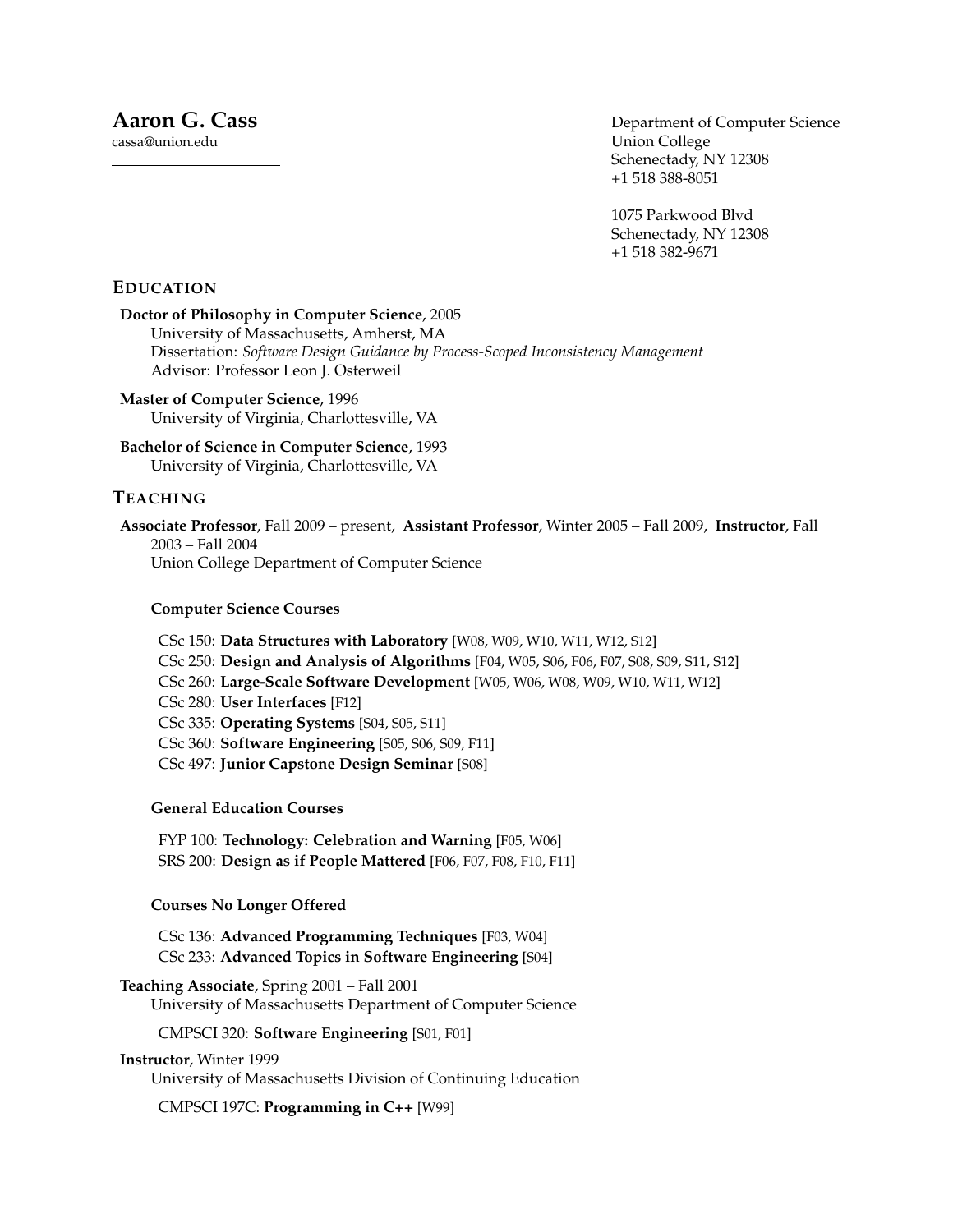# Aaron G. Cass

cassa@union.edu

Department of Computer Science
Union College
Schenectady, NY 12308
+1 518 388-8051

1075 Parkwood Blvd
Schenectady, NY 12308
+1 518 382-9671

## Education

**Doctor of Philosophy in Computer Science**, 2005
University of Massachusetts, Amherst, MA
Dissertation: *Software Design Guidance by Process-Scoped Inconsistency Management*
Advisor: Professor Leon J. Osterweil

**Master of Computer Science**, 1996
University of Virginia, Charlottesville, VA

**Bachelor of Science in Computer Science**, 1993
University of Virginia, Charlottesville, VA

## Teaching

**Associate Professor**, Fall 2009 – present, **Assistant Professor**, Winter 2005 – Fall 2009, **Instructor**, Fall 2003 – Fall 2004
Union College Department of Computer Science

### Computer Science Courses

CSc 150: **Data Structures with Laboratory** [W08, W09, W10, W11, W12, S12]
CSc 250: **Design and Analysis of Algorithms** [F04, W05, S06, F06, F07, S08, S09, S11, S12]
CSc 260: **Large-Scale Software Development** [W05, W06, W08, W09, W10, W11, W12]
CSc 280: **User Interfaces** [F12]
CSc 335: **Operating Systems** [S04, S05, S11]
CSc 360: **Software Engineering** [S05, S06, S09, F11]
CSc 497: **Junior Capstone Design Seminar** [S08]

### General Education Courses

FYP 100: **Technology: Celebration and Warning** [F05, W06]
SRS 200: **Design as if People Mattered** [F06, F07, F08, F10, F11]

### Courses No Longer Offered

CSc 136: **Advanced Programming Techniques** [F03, W04]
CSc 233: **Advanced Topics in Software Engineering** [S04]

**Teaching Associate**, Spring 2001 – Fall 2001
University of Massachusetts Department of Computer Science

CMPSCI 320: **Software Engineering** [S01, F01]

**Instructor**, Winter 1999
University of Massachusetts Division of Continuing Education

CMPSCI 197C: **Programming in C++** [W99]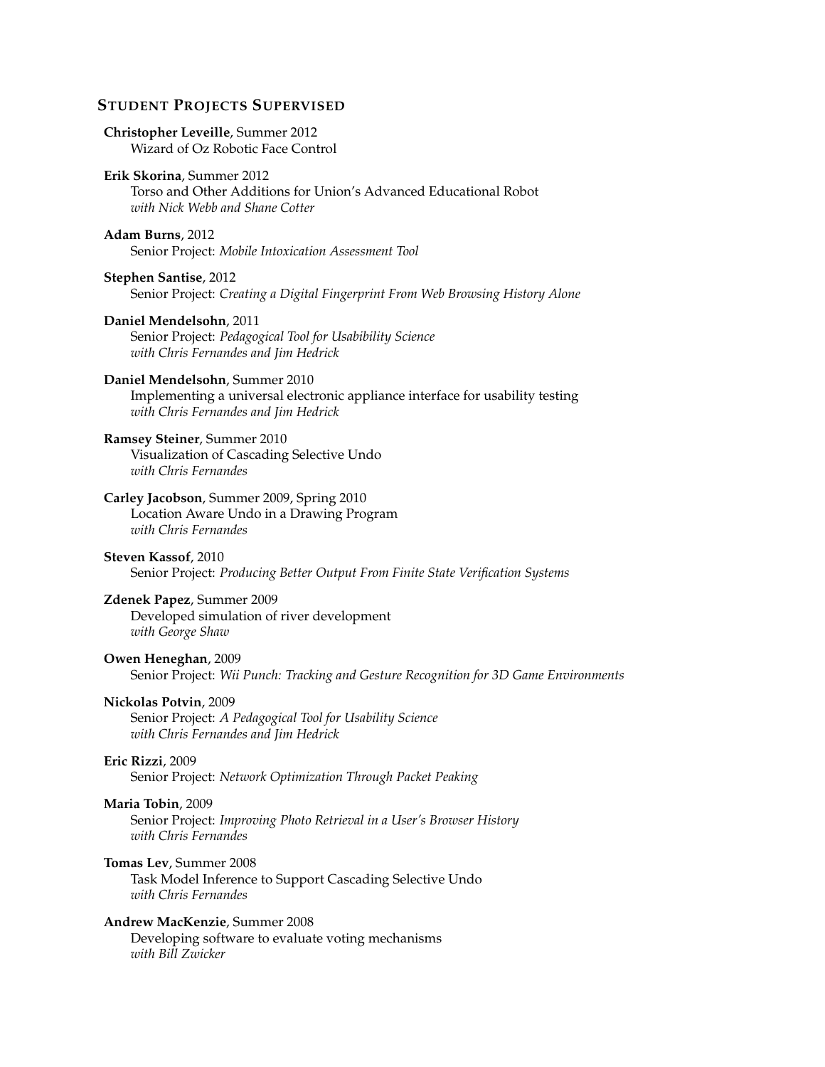## Student Projects Supervised

**Christopher Leveille**, Summer 2012
Wizard of Oz Robotic Face Control

**Erik Skorina**, Summer 2012
Torso and Other Additions for Union's Advanced Educational Robot
*with Nick Webb and Shane Cotter*

**Adam Burns**, 2012
Senior Project: *Mobile Intoxication Assessment Tool*

**Stephen Santise**, 2012
Senior Project: *Creating a Digital Fingerprint From Web Browsing History Alone*

**Daniel Mendelsohn**, 2011
Senior Project: *Pedagogical Tool for Usability Science*
*with Chris Fernandes and Jim Hedrick*

**Daniel Mendelsohn**, Summer 2010
Implementing a universal electronic appliance interface for usability testing
*with Chris Fernandes and Jim Hedrick*

**Ramsey Steiner**, Summer 2010
Visualization of Cascading Selective Undo
*with Chris Fernandes*

**Carley Jacobson**, Summer 2009, Spring 2010
Location Aware Undo in a Drawing Program
*with Chris Fernandes*

**Steven Kassof**, 2010
Senior Project: *Producing Better Output From Finite State Verification Systems*

**Zdenek Papez**, Summer 2009
Developed simulation of river development
*with George Shaw*

**Owen Heneghan**, 2009
Senior Project: *Wii Punch: Tracking and Gesture Recognition for 3D Game Environments*

**Nickolas Potvin**, 2009
Senior Project: *A Pedagogical Tool for Usability Science*
*with Chris Fernandes and Jim Hedrick*

**Eric Rizzi**, 2009
Senior Project: *Network Optimization Through Packet Peaking*

**Maria Tobin**, 2009
Senior Project: *Improving Photo Retrieval in a User's Browser History*
*with Chris Fernandes*

**Tomas Lev**, Summer 2008
Task Model Inference to Support Cascading Selective Undo
*with Chris Fernandes*

**Andrew MacKenzie**, Summer 2008
Developing software to evaluate voting mechanisms
*with Bill Zwicker*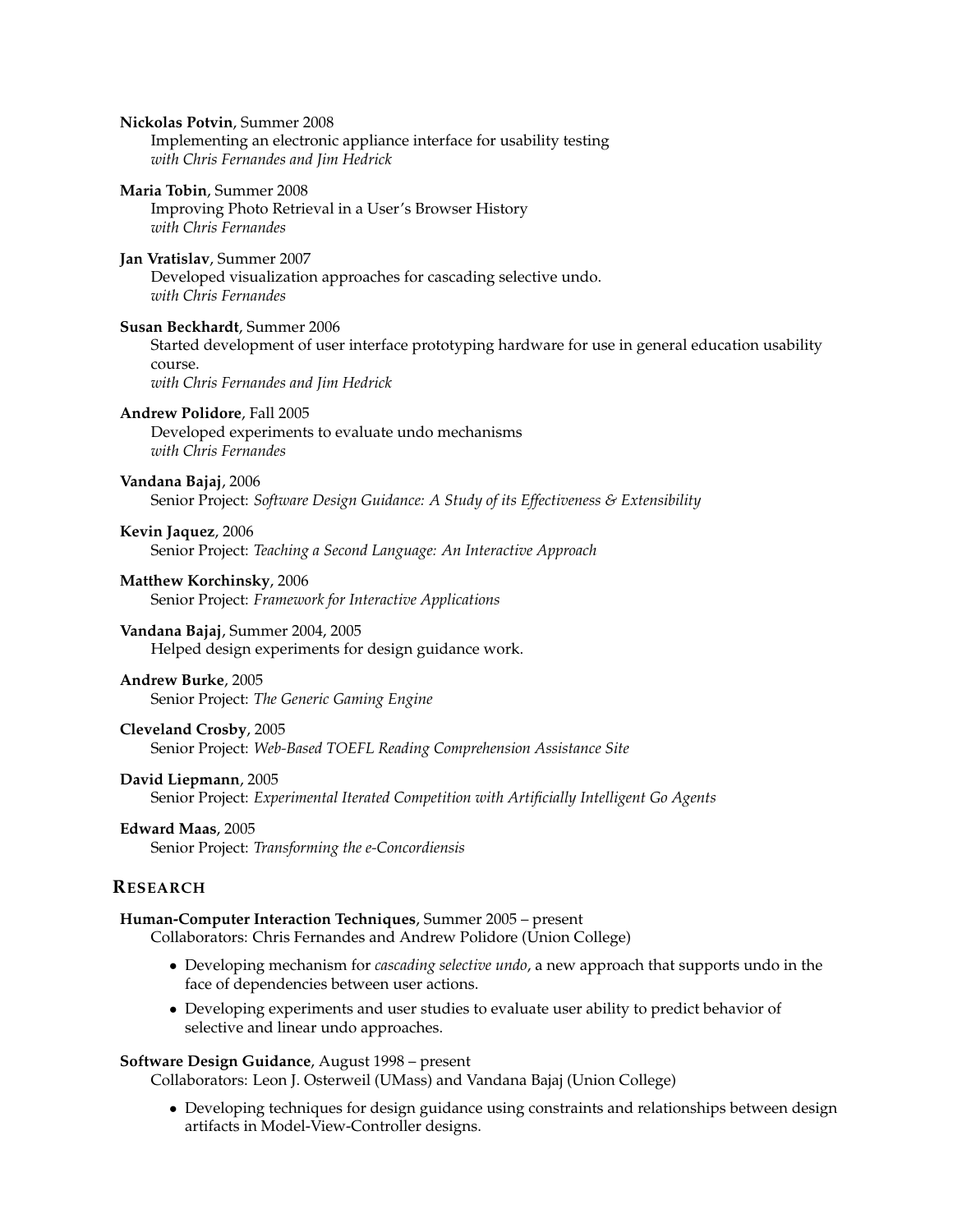**Nickolas Potvin**, Summer 2008
Implementing an electronic appliance interface for usability testing
*with Chris Fernandes and Jim Hedrick*

**Maria Tobin**, Summer 2008
Improving Photo Retrieval in a User's Browser History
*with Chris Fernandes*

**Jan Vratislav**, Summer 2007
Developed visualization approaches for cascading selective undo.
*with Chris Fernandes*

**Susan Beckhardt**, Summer 2006
Started development of user interface prototyping hardware for use in general education usability course.
*with Chris Fernandes and Jim Hedrick*

**Andrew Polidore**, Fall 2005
Developed experiments to evaluate undo mechanisms
*with Chris Fernandes*

**Vandana Bajaj**, 2006
Senior Project: *Software Design Guidance: A Study of its Effectiveness & Extensibility*

**Kevin Jaquez**, 2006
Senior Project: *Teaching a Second Language: An Interactive Approach*

**Matthew Korchinsky**, 2006
Senior Project: *Framework for Interactive Applications*

**Vandana Bajaj**, Summer 2004, 2005
Helped design experiments for design guidance work.

**Andrew Burke**, 2005
Senior Project: *The Generic Gaming Engine*

**Cleveland Crosby**, 2005
Senior Project: *Web-Based TOEFL Reading Comprehension Assistance Site*

**David Liepmann**, 2005
Senior Project: *Experimental Iterated Competition with Artificially Intelligent Go Agents*

**Edward Maas**, 2005
Senior Project: *Transforming the e-Concordiensis*

## RESEARCH

**Human-Computer Interaction Techniques**, Summer 2005 – present
Collaborators: Chris Fernandes and Andrew Polidore (Union College)

- Developing mechanism for *cascading selective undo*, a new approach that supports undo in the face of dependencies between user actions.
- Developing experiments and user studies to evaluate user ability to predict behavior of selective and linear undo approaches.

**Software Design Guidance**, August 1998 – present
Collaborators: Leon J. Osterweil (UMass) and Vandana Bajaj (Union College)

- Developing techniques for design guidance using constraints and relationships between design artifacts in Model-View-Controller designs.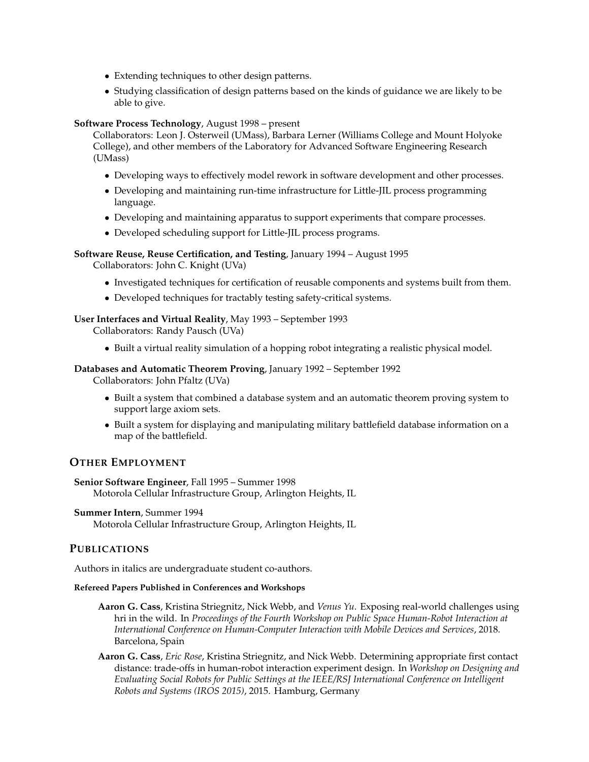- Extending techniques to other design patterns.
- Studying classification of design patterns based on the kinds of guidance we are likely to be able to give.

**Software Process Technology**, August 1998 – present
Collaborators: Leon J. Osterweil (UMass), Barbara Lerner (Williams College and Mount Holyoke College), and other members of the Laboratory for Advanced Software Engineering Research (UMass)

- Developing ways to effectively model rework in software development and other processes.
- Developing and maintaining run-time infrastructure for Little-JIL process programming language.
- Developing and maintaining apparatus to support experiments that compare processes.
- Developed scheduling support for Little-JIL process programs.

**Software Reuse, Reuse Certification, and Testing**, January 1994 – August 1995
Collaborators: John C. Knight (UVa)

- Investigated techniques for certification of reusable components and systems built from them.
- Developed techniques for tractably testing safety-critical systems.

**User Interfaces and Virtual Reality**, May 1993 – September 1993
Collaborators: Randy Pausch (UVa)

- Built a virtual reality simulation of a hopping robot integrating a realistic physical model.

**Databases and Automatic Theorem Proving**, January 1992 – September 1992
Collaborators: John Pfaltz (UVa)

- Built a system that combined a database system and an automatic theorem proving system to support large axiom sets.
- Built a system for displaying and manipulating military battlefield database information on a map of the battlefield.

## Other Employment

**Senior Software Engineer**, Fall 1995 – Summer 1998
Motorola Cellular Infrastructure Group, Arlington Heights, IL

**Summer Intern**, Summer 1994
Motorola Cellular Infrastructure Group, Arlington Heights, IL

## Publications

Authors in italics are undergraduate student co-authors.

#### Refereed Papers Published in Conferences and Workshops

**Aaron G. Cass**, Kristina Striegnitz, Nick Webb, and *Venus Yu*. Exposing real-world challenges using hri in the wild. In *Proceedings of the Fourth Workshop on Public Space Human-Robot Interaction at International Conference on Human-Computer Interaction with Mobile Devices and Services*, 2018. Barcelona, Spain

**Aaron G. Cass**, *Eric Rose*, Kristina Striegnitz, and Nick Webb. Determining appropriate first contact distance: trade-offs in human-robot interaction experiment design. In *Workshop on Designing and Evaluating Social Robots for Public Settings at the IEEE/RSJ International Conference on Intelligent Robots and Systems (IROS 2015)*, 2015. Hamburg, Germany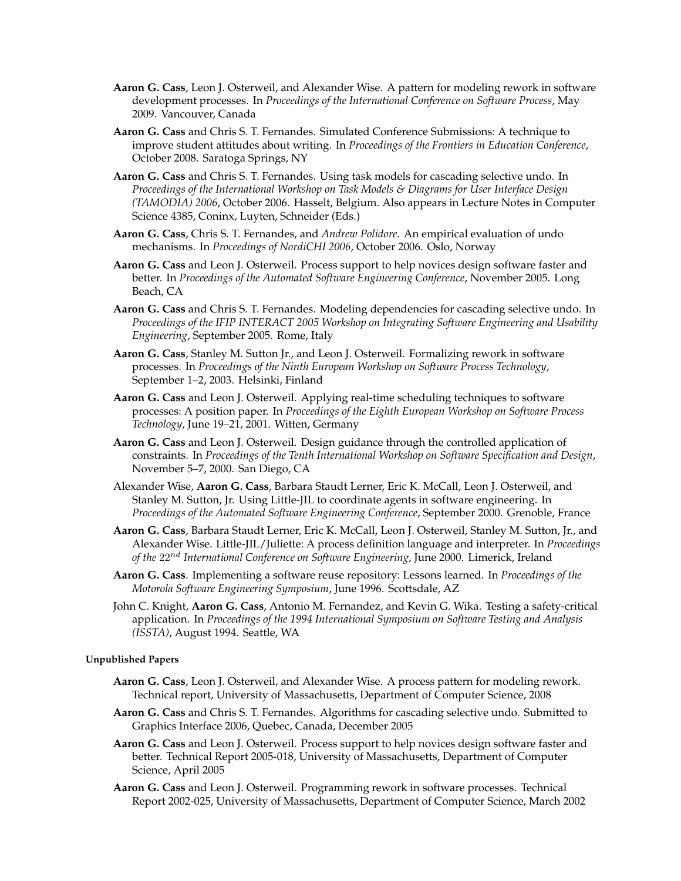- **Aaron G. Cass**, Leon J. Osterweil, and Alexander Wise. A pattern for modeling rework in software development processes. In *Proceedings of the International Conference on Software Process*, May 2009. Vancouver, Canada

- **Aaron G. Cass** and Chris S. T. Fernandes. Simulated Conference Submissions: A technique to improve student attitudes about writing. In *Proceedings of the Frontiers in Education Conference*, October 2008. Saratoga Springs, NY

- **Aaron G. Cass** and Chris S. T. Fernandes. Using task models for cascading selective undo. In *Proceedings of the International Workshop on Task Models & Diagrams for User Interface Design (TAMODIA) 2006*, October 2006. Hasselt, Belgium. Also appears in Lecture Notes in Computer Science 4385, Coninx, Luyten, Schneider (Eds.)

- **Aaron G. Cass**, Chris S. T. Fernandes, and *Andrew Polidore*. An empirical evaluation of undo mechanisms. In *Proceedings of NordiCHI 2006*, October 2006. Oslo, Norway

- **Aaron G. Cass** and Leon J. Osterweil. Process support to help novices design software faster and better. In *Proceedings of the Automated Software Engineering Conference*, November 2005. Long Beach, CA

- **Aaron G. Cass** and Chris S. T. Fernandes. Modeling dependencies for cascading selective undo. In *Proceedings of the IFIP INTERACT 2005 Workshop on Integrating Software Engineering and Usability Engineering*, September 2005. Rome, Italy

- **Aaron G. Cass**, Stanley M. Sutton Jr., and Leon J. Osterweil. Formalizing rework in software processes. In *Proceedings of the Ninth European Workshop on Software Process Technology*, September 1–2, 2003. Helsinki, Finland

- **Aaron G. Cass** and Leon J. Osterweil. Applying real-time scheduling techniques to software processes: A position paper. In *Proceedings of the Eighth European Workshop on Software Process Technology*, June 19–21, 2001. Witten, Germany

- **Aaron G. Cass** and Leon J. Osterweil. Design guidance through the controlled application of constraints. In *Proceedings of the Tenth International Workshop on Software Specification and Design*, November 5–7, 2000. San Diego, CA

- Alexander Wise, **Aaron G. Cass**, Barbara Staudt Lerner, Eric K. McCall, Leon J. Osterweil, and Stanley M. Sutton, Jr. Using Little-JIL to coordinate agents in software engineering. In *Proceedings of the Automated Software Engineering Conference*, September 2000. Grenoble, France

- **Aaron G. Cass**, Barbara Staudt Lerner, Eric K. McCall, Leon J. Osterweil, Stanley M. Sutton, Jr., and Alexander Wise. Little-JIL/Juliette: A process definition language and interpreter. In *Proceedings of the $22^{nd}$ International Conference on Software Engineering*, June 2000. Limerick, Ireland

- **Aaron G. Cass**. Implementing a software reuse repository: Lessons learned. In *Proceedings of the Motorola Software Engineering Symposium*, June 1996. Scottsdale, AZ

- John C. Knight, **Aaron G. Cass**, Antonio M. Fernandez, and Kevin G. Wika. Testing a safety-critical application. In *Proceedings of the 1994 International Symposium on Software Testing and Analysis (ISSTA)*, August 1994. Seattle, WA

#### Unpublished Papers

- **Aaron G. Cass**, Leon J. Osterweil, and Alexander Wise. A process pattern for modeling rework. Technical report, University of Massachusetts, Department of Computer Science, 2008

- **Aaron G. Cass** and Chris S. T. Fernandes. Algorithms for cascading selective undo. Submitted to Graphics Interface 2006, Quebec, Canada, December 2005

- **Aaron G. Cass** and Leon J. Osterweil. Process support to help novices design software faster and better. Technical Report 2005-018, University of Massachusetts, Department of Computer Science, April 2005

- **Aaron G. Cass** and Leon J. Osterweil. Programming rework in software processes. Technical Report 2002-025, University of Massachusetts, Department of Computer Science, March 2002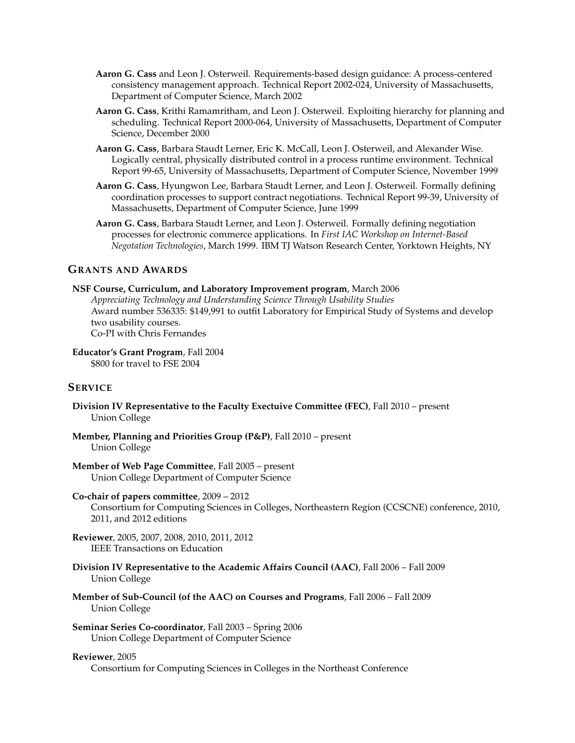**Aaron G. Cass** and Leon J. Osterweil. Requirements-based design guidance: A process-centered consistency management approach. Technical Report 2002-024, University of Massachusetts, Department of Computer Science, March 2002

**Aaron G. Cass**, Krithi Ramamritham, and Leon J. Osterweil. Exploiting hierarchy for planning and scheduling. Technical Report 2000-064, University of Massachusetts, Department of Computer Science, December 2000

**Aaron G. Cass**, Barbara Staudt Lerner, Eric K. McCall, Leon J. Osterweil, and Alexander Wise. Logically central, physically distributed control in a process runtime environment. Technical Report 99-65, University of Massachusetts, Department of Computer Science, November 1999

**Aaron G. Cass**, Hyungwon Lee, Barbara Staudt Lerner, and Leon J. Osterweil. Formally defining coordination processes to support contract negotiations. Technical Report 99-39, University of Massachusetts, Department of Computer Science, June 1999

**Aaron G. Cass**, Barbara Staudt Lerner, and Leon J. Osterweil. Formally defining negotiation processes for electronic commerce applications. In *First IAC Workshop on Internet-Based Negotation Technologies*, March 1999. IBM TJ Watson Research Center, Yorktown Heights, NY

## Grants and Awards

**NSF Course, Curriculum, and Laboratory Improvement program**, March 2006
*Appreciating Technology and Understanding Science Through Usability Studies*
Award number 536335: $149,991 to outfit Laboratory for Empirical Study of Systems and develop two usability courses.
Co-PI with Chris Fernandes

**Educator's Grant Program**, Fall 2004
$800 for travel to FSE 2004

## Service

**Division IV Representative to the Faculty Exectuive Committee (FEC)**, Fall 2010 – present
Union College

**Member, Planning and Priorities Group (P&P)**, Fall 2010 – present
Union College

**Member of Web Page Committee**, Fall 2005 – present
Union College Department of Computer Science

**Co-chair of papers committee**, 2009 – 2012
Consortium for Computing Sciences in Colleges, Northeastern Region (CCSCNE) conference, 2010, 2011, and 2012 editions

**Reviewer**, 2005, 2007, 2008, 2010, 2011, 2012
IEEE Transactions on Education

**Division IV Representative to the Academic Affairs Council (AAC)**, Fall 2006 – Fall 2009
Union College

**Member of Sub-Council (of the AAC) on Courses and Programs**, Fall 2006 – Fall 2009
Union College

**Seminar Series Co-coordinator**, Fall 2003 – Spring 2006
Union College Department of Computer Science

**Reviewer**, 2005
Consortium for Computing Sciences in Colleges in the Northeast Conference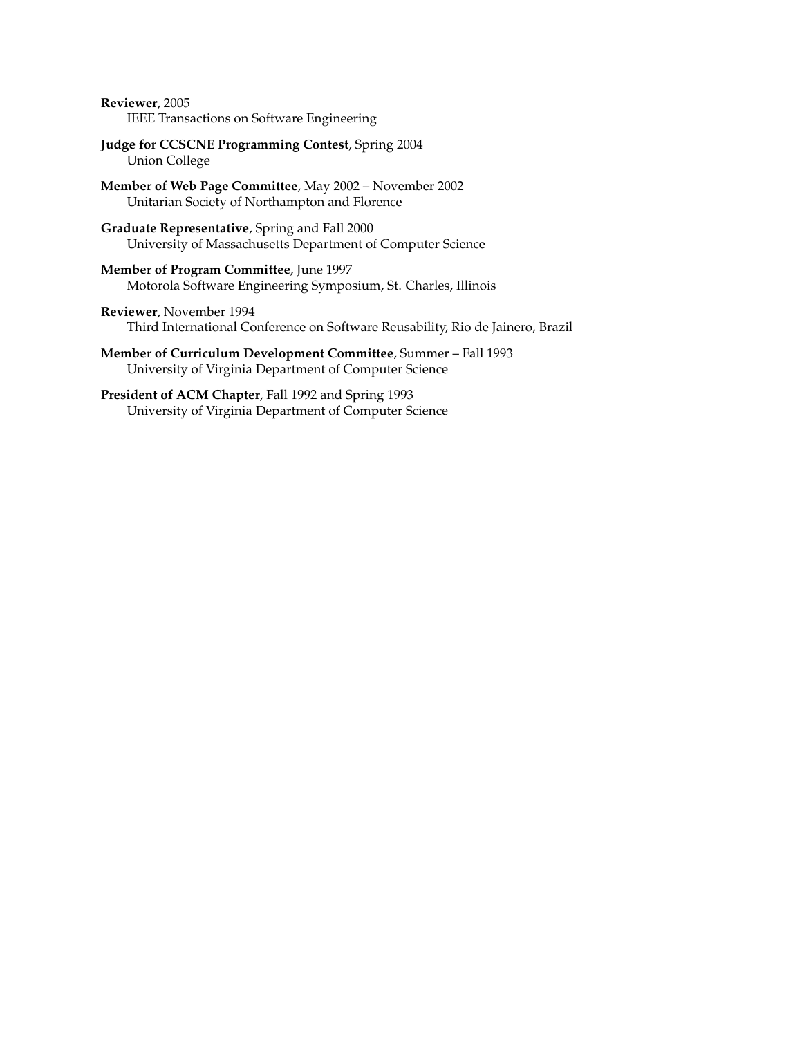**Reviewer**, 2005
IEEE Transactions on Software Engineering

**Judge for CCSCNE Programming Contest**, Spring 2004
Union College

**Member of Web Page Committee**, May 2002 – November 2002
Unitarian Society of Northampton and Florence

**Graduate Representative**, Spring and Fall 2000
University of Massachusetts Department of Computer Science

**Member of Program Committee**, June 1997
Motorola Software Engineering Symposium, St. Charles, Illinois

**Reviewer**, November 1994
Third International Conference on Software Reusability, Rio de Jainero, Brazil

**Member of Curriculum Development Committee**, Summer – Fall 1993
University of Virginia Department of Computer Science

**President of ACM Chapter**, Fall 1992 and Spring 1993
University of Virginia Department of Computer Science